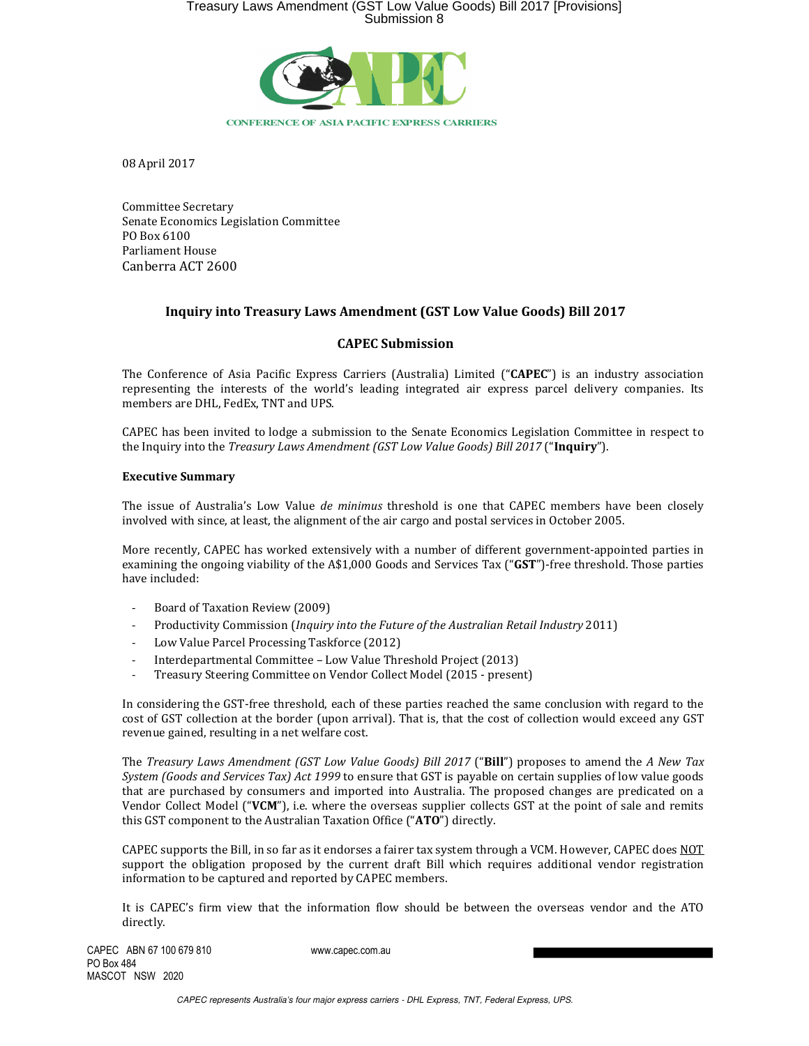CONFERENCE OF ASIA PACIFIC EXPRESS CARRIERS

08 April 2017

Committee Secretary
Senate Economics Legislation Committee
PO Box 6100
Parliament House
Canberra ACT 2600

## Inquiry into Treasury Laws Amendment (GST Low Value Goods) Bill 2017

## CAPEC Submission

The Conference of Asia Pacific Express Carriers (Australia) Limited ("**CAPEC**") is an industry association representing the interests of the world's leading integrated air express parcel delivery companies. Its members are DHL, FedEx, TNT and UPS.

CAPEC has been invited to lodge a submission to the Senate Economics Legislation Committee in respect to the Inquiry into the *Treasury Laws Amendment (GST Low Value Goods) Bill 2017* ("**Inquiry**").

### Executive Summary

The issue of Australia's Low Value *de minimus* threshold is one that CAPEC members have been closely involved with since, at least, the alignment of the air cargo and postal services in October 2005.

More recently, CAPEC has worked extensively with a number of different government-appointed parties in examining the ongoing viability of the A$1,000 Goods and Services Tax ("**GST**")-free threshold. Those parties have included:

- Board of Taxation Review (2009)
- Productivity Commission (*Inquiry into the Future of the Australian Retail Industry* 2011)
- Low Value Parcel Processing Taskforce (2012)
- Interdepartmental Committee – Low Value Threshold Project (2013)
- Treasury Steering Committee on Vendor Collect Model (2015 - present)

In considering the GST-free threshold, each of these parties reached the same conclusion with regard to the cost of GST collection at the border (upon arrival). That is, that the cost of collection would exceed any GST revenue gained, resulting in a net welfare cost.

The *Treasury Laws Amendment (GST Low Value Goods) Bill 2017* ("**Bill**") proposes to amend the *A New Tax System (Goods and Services Tax) Act 1999* to ensure that GST is payable on certain supplies of low value goods that are purchased by consumers and imported into Australia. The proposed changes are predicated on a Vendor Collect Model ("**VCM**"), i.e. where the overseas supplier collects GST at the point of sale and remits this GST component to the Australian Taxation Office ("**ATO**") directly.

CAPEC supports the Bill, in so far as it endorses a fairer tax system through a VCM. However, CAPEC does <u>NOT</u> support the obligation proposed by the current draft Bill which requires additional vendor registration information to be captured and reported by CAPEC members.

It is CAPEC's firm view that the information flow should be between the overseas vendor and the ATO directly.

CAPEC ABN 67 100 679 810
PO Box 484
MASCOT NSW 2020

www.capec.com.au

*CAPEC represents Australia's four major express carriers - DHL Express, TNT, Federal Express, UPS.*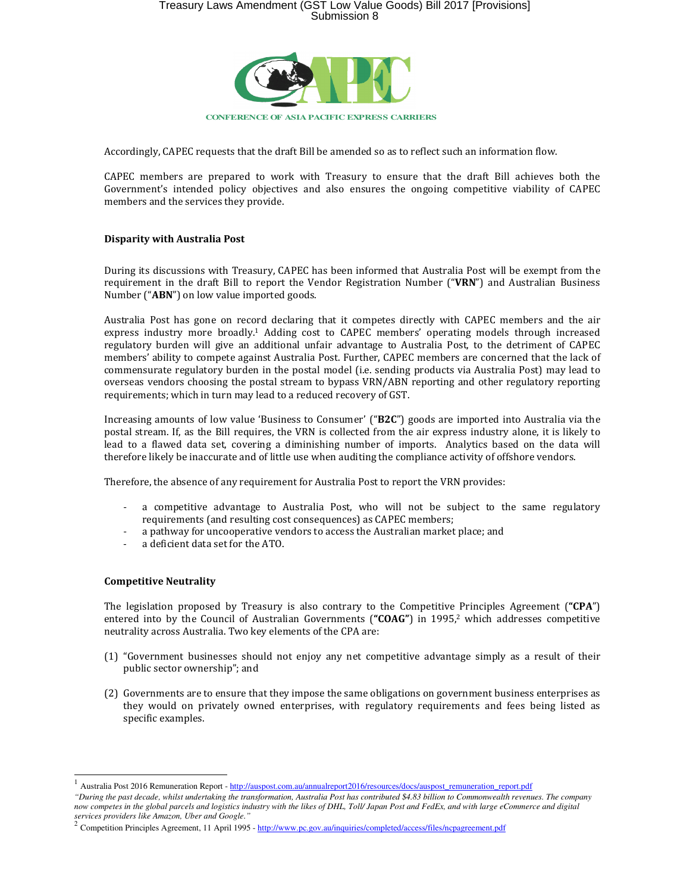Accordingly, CAPEC requests that the draft Bill be amended so as to reflect such an information flow.

CAPEC members are prepared to work with Treasury to ensure that the draft Bill achieves both the Government's intended policy objectives and also ensures the ongoing competitive viability of CAPEC members and the services they provide.

**Disparity with Australia Post**

During its discussions with Treasury, CAPEC has been informed that Australia Post will be exempt from the requirement in the draft Bill to report the Vendor Registration Number ("**VRN**") and Australian Business Number ("**ABN**") on low value imported goods.

Australia Post has gone on record declaring that it competes directly with CAPEC members and the air express industry more broadly.[1] Adding cost to CAPEC members' operating models through increased regulatory burden will give an additional unfair advantage to Australia Post, to the detriment of CAPEC members' ability to compete against Australia Post. Further, CAPEC members are concerned that the lack of commensurate regulatory burden in the postal model (i.e. sending products via Australia Post) may lead to overseas vendors choosing the postal stream to bypass VRN/ABN reporting and other regulatory reporting requirements; which in turn may lead to a reduced recovery of GST.

Increasing amounts of low value 'Business to Consumer' ("**B2C**") goods are imported into Australia via the postal stream. If, as the Bill requires, the VRN is collected from the air express industry alone, it is likely to lead to a flawed data set, covering a diminishing number of imports. Analytics based on the data will therefore likely be inaccurate and of little use when auditing the compliance activity of offshore vendors.

Therefore, the absence of any requirement for Australia Post to report the VRN provides:

- a competitive advantage to Australia Post, who will not be subject to the same regulatory requirements (and resulting cost consequences) as CAPEC members;
- a pathway for uncooperative vendors to access the Australian market place; and
- a deficient data set for the ATO.

**Competitive Neutrality**

The legislation proposed by Treasury is also contrary to the Competitive Principles Agreement (**"CPA"**) entered into by the Council of Australian Governments (**"COAG"**) in 1995,[2] which addresses competitive neutrality across Australia. Two key elements of the CPA are:

(1) "Government businesses should not enjoy any net competitive advantage simply as a result of their public sector ownership"; and

(2) Governments are to ensure that they impose the same obligations on government business enterprises as they would on privately owned enterprises, with regulatory requirements and fees being listed as specific examples.

---

[1] Australia Post 2016 Remuneration Report - http://auspost.com.au/annualreport2016/resources/docs/auspost_remuneration_report.pdf
*"During the past decade, whilst undertaking the transformation, Australia Post has contributed $4.83 billion to Commonwealth revenues. The company now competes in the global parcels and logistics industry with the likes of DHL, Toll/ Japan Post and FedEx, and with large eCommerce and digital services providers like Amazon, Uber and Google."*

[2] Competition Principles Agreement, 11 April 1995 - http://www.pc.gov.au/inquiries/completed/access/files/ncpagreement.pdf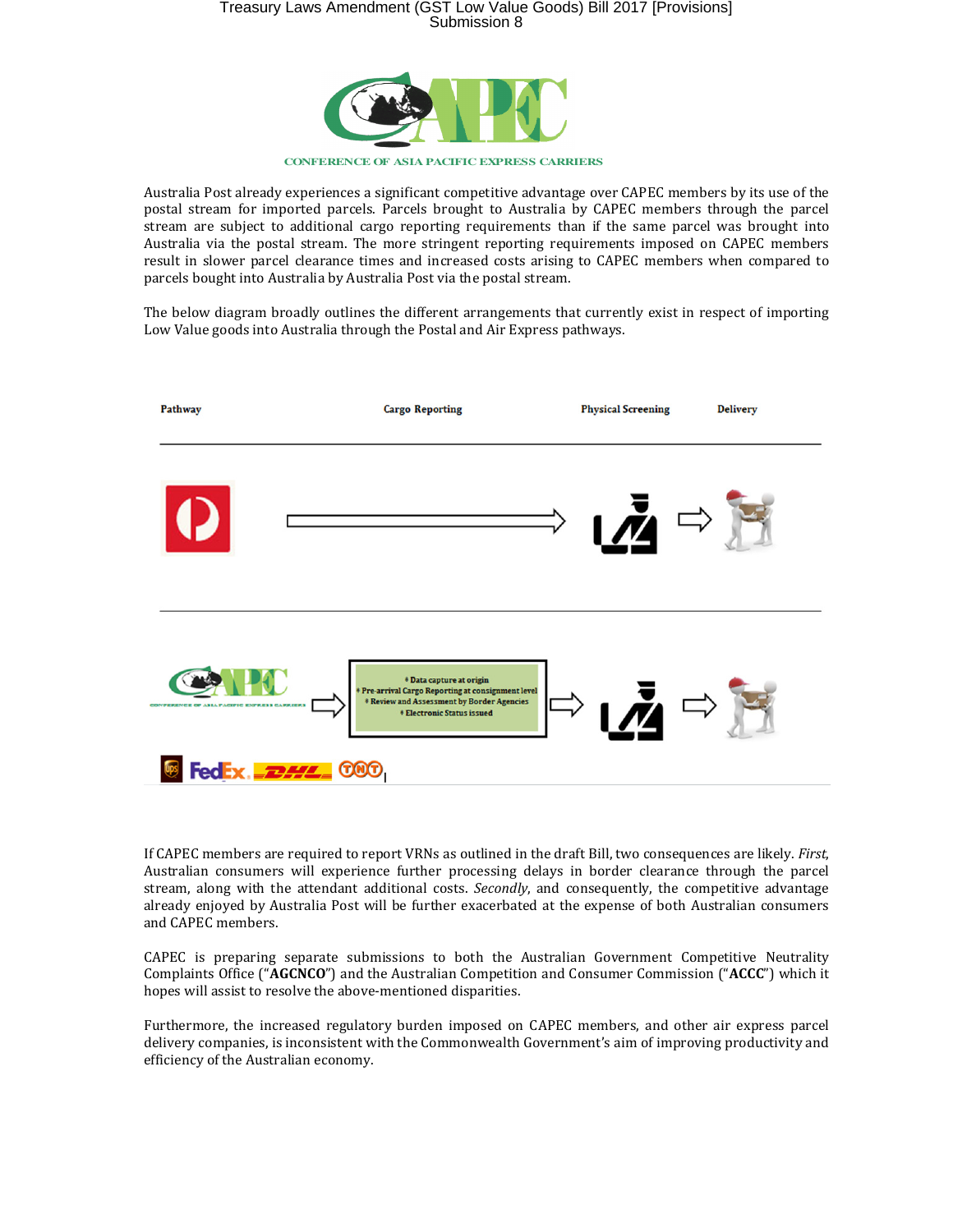CONFERENCE OF ASIA PACIFIC EXPRESS CARRIERS

Australia Post already experiences a significant competitive advantage over CAPEC members by its use of the postal stream for imported parcels. Parcels brought to Australia by CAPEC members through the parcel stream are subject to additional cargo reporting requirements than if the same parcel was brought into Australia via the postal stream. The more stringent reporting requirements imposed on CAPEC members result in slower parcel clearance times and increased costs arising to CAPEC members when compared to parcels bought into Australia by Australia Post via the postal stream.

The below diagram broadly outlines the different arrangements that currently exist in respect of importing Low Value goods into Australia through the Postal and Air Express pathways.

| Pathway | Cargo Reporting | Physical Screening | Delivery |
|---|---|---|---|
| Australia Post | → | Physical Screening | Delivery |
| CAPEC (UPS, FedEx, DHL, TNT) | • Data capture at origin<br>• Pre-arrival Cargo Reporting at consignment level<br>• Review and Assessment by Border Agencies<br>• Electronic Status issued | Physical Screening | Delivery |

If CAPEC members are required to report VRNs as outlined in the draft Bill, two consequences are likely. *First*, Australian consumers will experience further processing delays in border clearance through the parcel stream, along with the attendant additional costs. *Secondly*, and consequently, the competitive advantage already enjoyed by Australia Post will be further exacerbated at the expense of both Australian consumers and CAPEC members.

CAPEC is preparing separate submissions to both the Australian Government Competitive Neutrality Complaints Office ("**AGCNCO**") and the Australian Competition and Consumer Commission ("**ACCC**") which it hopes will assist to resolve the above-mentioned disparities.

Furthermore, the increased regulatory burden imposed on CAPEC members, and other air express parcel delivery companies, is inconsistent with the Commonwealth Government's aim of improving productivity and efficiency of the Australian economy.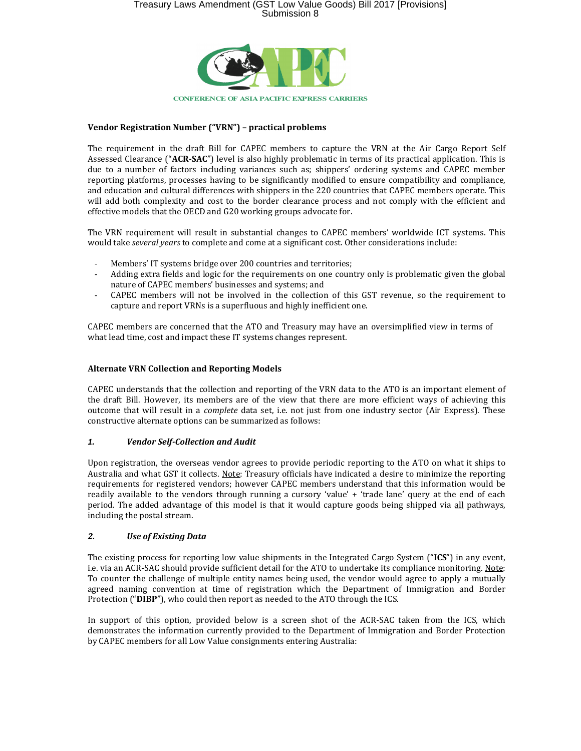CONFERENCE OF ASIA PACIFIC EXPRESS CARRIERS

**Vendor Registration Number ("VRN") – practical problems**

The requirement in the draft Bill for CAPEC members to capture the VRN at the Air Cargo Report Self Assessed Clearance ("**ACR-SAC**") level is also highly problematic in terms of its practical application. This is due to a number of factors including variances such as; shippers' ordering systems and CAPEC member reporting platforms, processes having to be significantly modified to ensure compatibility and compliance, and education and cultural differences with shippers in the 220 countries that CAPEC members operate. This will add both complexity and cost to the border clearance process and not comply with the efficient and effective models that the OECD and G20 working groups advocate for.

The VRN requirement will result in substantial changes to CAPEC members' worldwide ICT systems. This would take *several years* to complete and come at a significant cost. Other considerations include:

- Members' IT systems bridge over 200 countries and territories;
- Adding extra fields and logic for the requirements on one country only is problematic given the global nature of CAPEC members' businesses and systems; and
- CAPEC members will not be involved in the collection of this GST revenue, so the requirement to capture and report VRNs is a superfluous and highly inefficient one.

CAPEC members are concerned that the ATO and Treasury may have an oversimplified view in terms of what lead time, cost and impact these IT systems changes represent.

**Alternate VRN Collection and Reporting Models**

CAPEC understands that the collection and reporting of the VRN data to the ATO is an important element of the draft Bill. However, its members are of the view that there are more efficient ways of achieving this outcome that will result in a *complete* data set, i.e. not just from one industry sector (Air Express). These constructive alternate options can be summarized as follows:

***1. Vendor Self-Collection and Audit***

Upon registration, the overseas vendor agrees to provide periodic reporting to the ATO on what it ships to Australia and what GST it collects. Note: Treasury officials have indicated a desire to minimize the reporting requirements for registered vendors; however CAPEC members understand that this information would be readily available to the vendors through running a cursory 'value' + 'trade lane' query at the end of each period. The added advantage of this model is that it would capture goods being shipped via all pathways, including the postal stream.

***2. Use of Existing Data***

The existing process for reporting low value shipments in the Integrated Cargo System ("**ICS**") in any event, i.e. via an ACR-SAC should provide sufficient detail for the ATO to undertake its compliance monitoring. Note: To counter the challenge of multiple entity names being used, the vendor would agree to apply a mutually agreed naming convention at time of registration which the Department of Immigration and Border Protection ("**DIBP**"), who could then report as needed to the ATO through the ICS.

In support of this option, provided below is a screen shot of the ACR-SAC taken from the ICS, which demonstrates the information currently provided to the Department of Immigration and Border Protection by CAPEC members for all Low Value consignments entering Australia: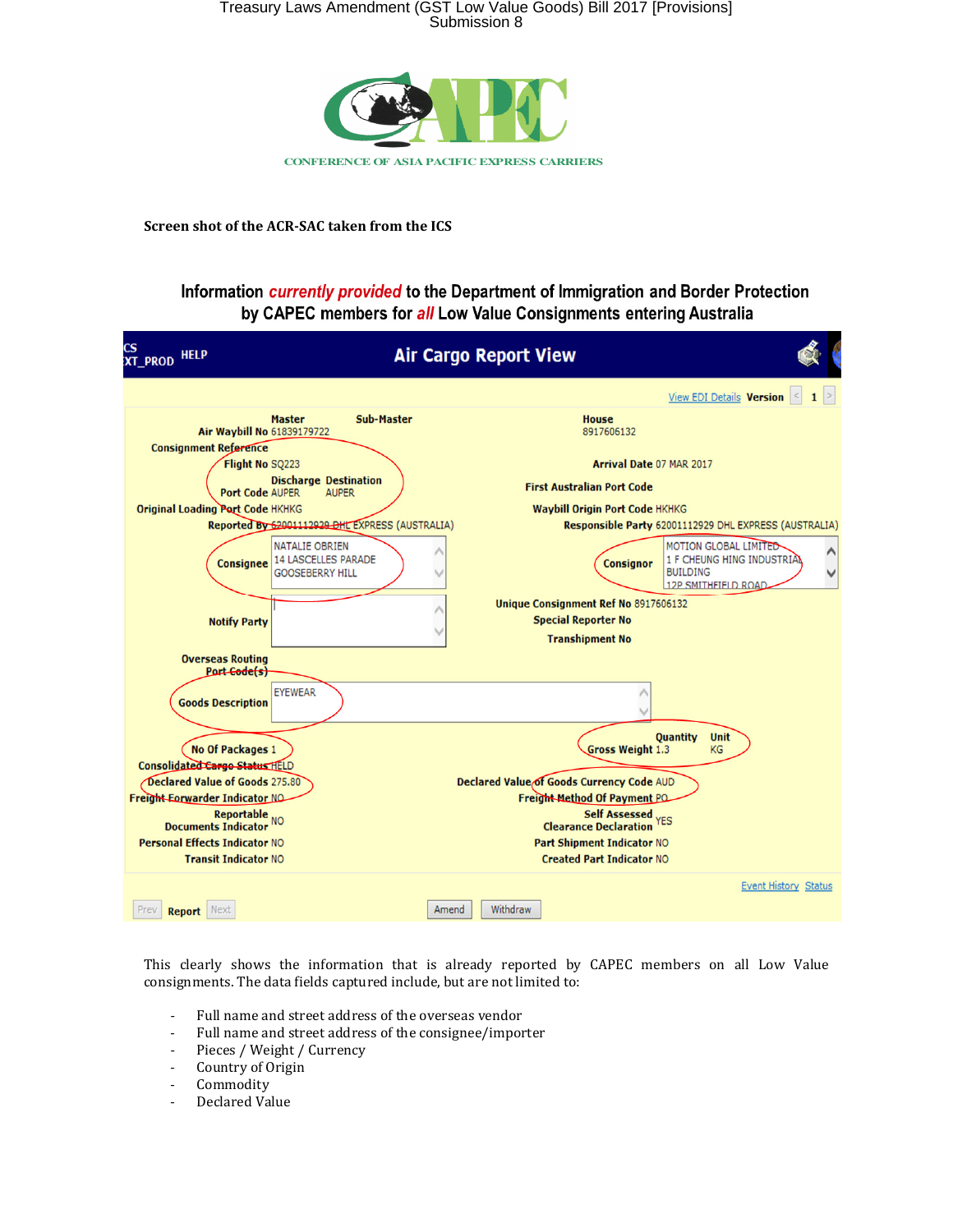**Screen shot of the ACR-SAC taken from the ICS**

**Information *currently provided* to the Department of Immigration and Border Protection by CAPEC members for *all* Low Value Consignments entering Australia**

**Air Cargo Report View**

View EDI Details **Version** 1

| | | |
|---|---|---|
| **Air Waybill No** | Master: 61839179722 | House: 8917606132 |
| **Consignment Reference** | | |
| **Flight No** | SQ223 | **Arrival Date** 07 MAR 2017 |
| **Discharge Port Code** | AUPER | **Destination** AUPER |
| | | **First Australian Port Code** |
| **Original Loading Port Code** | HKHKG | **Waybill Origin Port Code** HKHKG |
| **Reported By** | 62001112929 DHL EXPRESS (AUSTRALIA) | **Responsible Party** 62001112929 DHL EXPRESS (AUSTRALIA) |
| **Consignee** | NATALIE OBRIEN, 14 LASCELLES PARADE, GOOSEBERRY HILL | **Consignor** MOTION GLOBAL LIMITED, 1 F CHEUNG HING INDUSTRIAL BUILDING, 12P SMITHFIELD ROAD |
| **Notify Party** | | **Unique Consignment Ref No** 8917606132 |
| | | **Special Reporter No** |
| | | **Transhipment No** |
| **Overseas Routing Port Code(s)** | | |
| **Goods Description** | EYEWEAR | |
| **No Of Packages** | 1 | **Gross Weight** Quantity 1.3, Unit KG |
| **Consolidated Cargo Status** | HELD | |
| **Declared Value of Goods** | 275.80 | **Declared Value of Goods Currency Code** AUD |
| **Freight Forwarder Indicator** | NO | **Freight Method Of Payment** PO |
| **Reportable Documents Indicator** | NO | **Self Assessed Clearance Declaration** YES |
| **Personal Effects Indicator** | NO | **Part Shipment Indicator** NO |
| **Transit Indicator** | NO | **Created Part Indicator** NO |

This clearly shows the information that is already reported by CAPEC members on all Low Value consignments. The data fields captured include, but are not limited to:

- Full name and street address of the overseas vendor
- Full name and street address of the consignee/importer
- Pieces / Weight / Currency
- Country of Origin
- Commodity
- Declared Value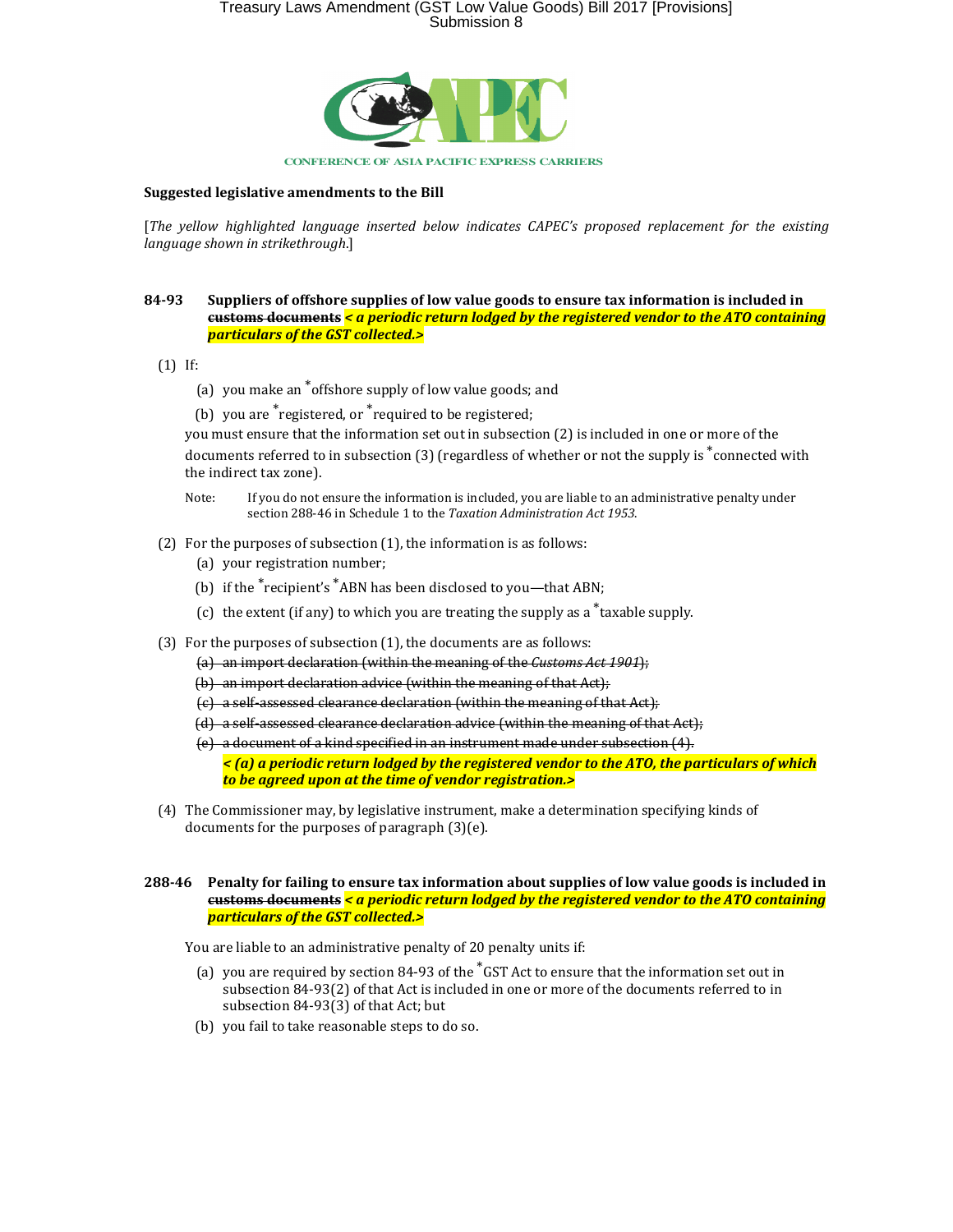CONFERENCE OF ASIA PACIFIC EXPRESS CARRIERS

**Suggested legislative amendments to the Bill**

[*The yellow highlighted language inserted below indicates CAPEC's proposed replacement for the existing language shown in strikethrough.*]

**84-93 Suppliers of offshore supplies of low value goods to ensure tax information is included in ~~customs documents~~ *< a periodic return lodged by the registered vendor to the ATO containing particulars of the GST collected.>***

(1) If:

(a) you make an *offshore supply of low value goods; and

(b) you are *registered, or *required to be registered;

you must ensure that the information set out in subsection (2) is included in one or more of the documents referred to in subsection (3) (regardless of whether or not the supply is *connected with the indirect tax zone).

Note: If you do not ensure the information is included, you are liable to an administrative penalty under section 288-46 in Schedule 1 to the *Taxation Administration Act 1953*.

(2) For the purposes of subsection (1), the information is as follows:

(a) your registration number;

(b) if the *recipient's *ABN has been disclosed to you—that ABN;

(c) the extent (if any) to which you are treating the supply as a *taxable supply.

(3) For the purposes of subsection (1), the documents are as follows:

~~(a) an import declaration (within the meaning of the *Customs Act 1901*);~~

~~(b) an import declaration advice (within the meaning of that Act);~~

~~(c) a self-assessed clearance declaration (within the meaning of that Act);~~

~~(d) a self-assessed clearance declaration advice (within the meaning of that Act);~~

~~(e) a document of a kind specified in an instrument made under subsection (4).~~

***< (a) a periodic return lodged by the registered vendor to the ATO, the particulars of which to be agreed upon at the time of vendor registration.>***

(4) The Commissioner may, by legislative instrument, make a determination specifying kinds of documents for the purposes of paragraph (3)(e).

**288-46 Penalty for failing to ensure tax information about supplies of low value goods is included in ~~customs documents~~ *< a periodic return lodged by the registered vendor to the ATO containing particulars of the GST collected.>***

You are liable to an administrative penalty of 20 penalty units if:

(a) you are required by section 84-93 of the *GST Act to ensure that the information set out in subsection 84-93(2) of that Act is included in one or more of the documents referred to in subsection 84-93(3) of that Act; but

(b) you fail to take reasonable steps to do so.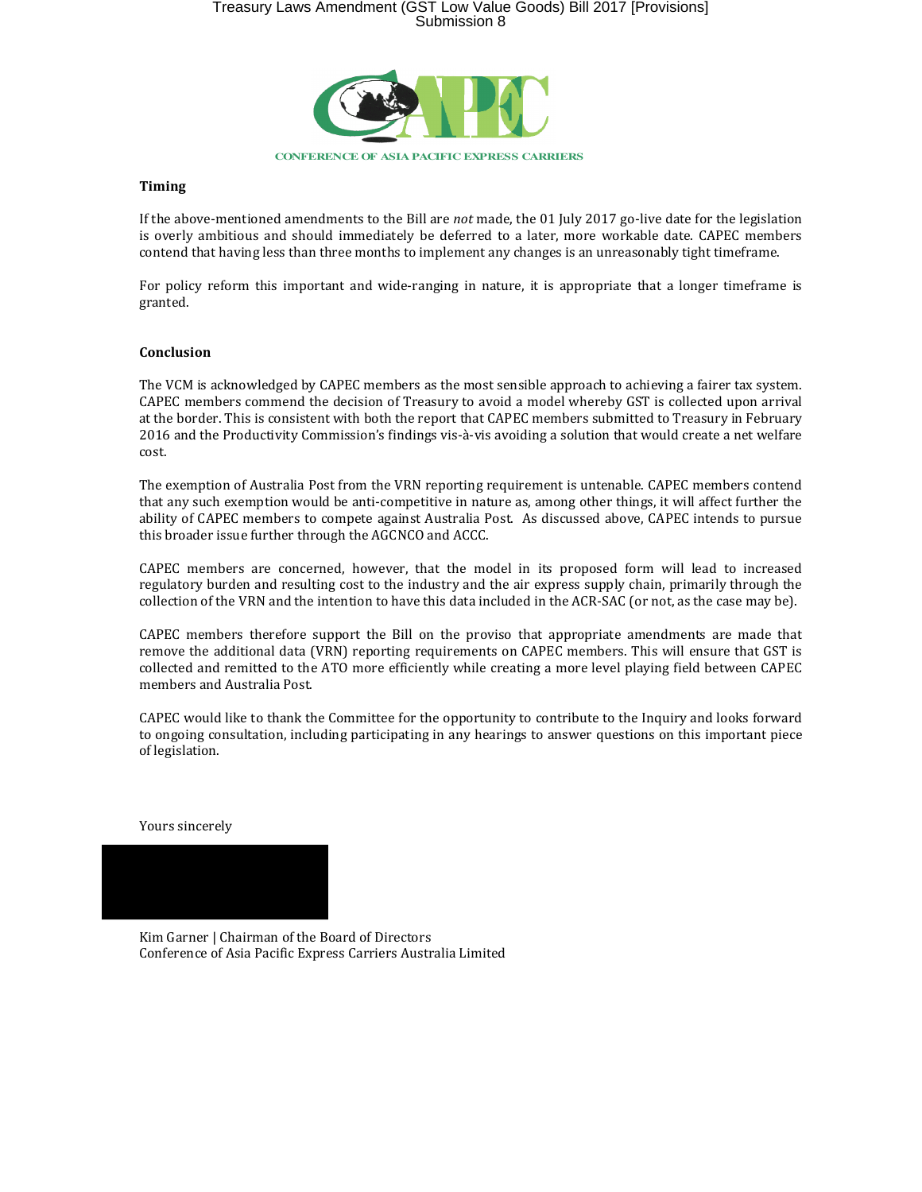## Timing

If the above-mentioned amendments to the Bill are *not* made, the 01 July 2017 go-live date for the legislation is overly ambitious and should immediately be deferred to a later, more workable date. CAPEC members contend that having less than three months to implement any changes is an unreasonably tight timeframe.

For policy reform this important and wide-ranging in nature, it is appropriate that a longer timeframe is granted.

## Conclusion

The VCM is acknowledged by CAPEC members as the most sensible approach to achieving a fairer tax system. CAPEC members commend the decision of Treasury to avoid a model whereby GST is collected upon arrival at the border. This is consistent with both the report that CAPEC members submitted to Treasury in February 2016 and the Productivity Commission's findings vis-à-vis avoiding a solution that would create a net welfare cost.

The exemption of Australia Post from the VRN reporting requirement is untenable. CAPEC members contend that any such exemption would be anti-competitive in nature as, among other things, it will affect further the ability of CAPEC members to compete against Australia Post. As discussed above, CAPEC intends to pursue this broader issue further through the AGCNCO and ACCC.

CAPEC members are concerned, however, that the model in its proposed form will lead to increased regulatory burden and resulting cost to the industry and the air express supply chain, primarily through the collection of the VRN and the intention to have this data included in the ACR-SAC (or not, as the case may be).

CAPEC members therefore support the Bill on the proviso that appropriate amendments are made that remove the additional data (VRN) reporting requirements on CAPEC members. This will ensure that GST is collected and remitted to the ATO more efficiently while creating a more level playing field between CAPEC members and Australia Post.

CAPEC would like to thank the Committee for the opportunity to contribute to the Inquiry and looks forward to ongoing consultation, including participating in any hearings to answer questions on this important piece of legislation.

Yours sincerely

Kim Garner | Chairman of the Board of Directors
Conference of Asia Pacific Express Carriers Australia Limited